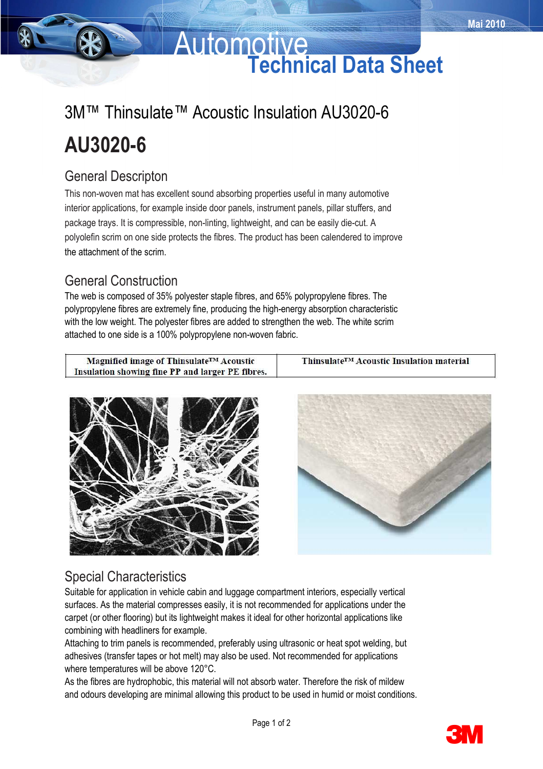Mai 2010

# Automotive Technical Data Sheet

## 3M™ Thinsulate™ Acoustic Insulation AU3020-6

# AU3020-6

## General Descripton

This non-woven mat has excellent sound absorbing properties useful in many automotive interior applications, for example inside door panels, instrument panels, pillar stuffers, and package trays. It is compressible, non-linting, lightweight, and can be easily die-cut. A polyolefin scrim on one side protects the fibres. The product has been calendered to improve the attachment of the scrim.

## General Construction

The web is composed of 35% polyester staple fibres, and 65% polypropylene fibres. The polypropylene fibres are extremely fine, producing the high-energy absorption characteristic with the low weight. The polyester fibres are added to strengthen the web. The white scrim attached to one side is a 100% polypropylene non-woven fabric.

| Magnified image of Thinsulate™ Acoustic Insulation showing fine PP and larger PE fibres. | Thinsulate™ Acoustic Insulation material |
|---|---|

## Special Characteristics

Suitable for application in vehicle cabin and luggage compartment interiors, especially vertical surfaces. As the material compresses easily, it is not recommended for applications under the carpet (or other flooring) but its lightweight makes it ideal for other horizontal applications like combining with headliners for example.

Attaching to trim panels is recommended, preferably using ultrasonic or heat spot welding, but adhesives (transfer tapes or hot melt) may also be used. Not recommended for applications where temperatures will be above 120°C.

As the fibres are hydrophobic, this material will not absorb water. Therefore the risk of mildew and odours developing are minimal allowing this product to be used in humid or moist conditions.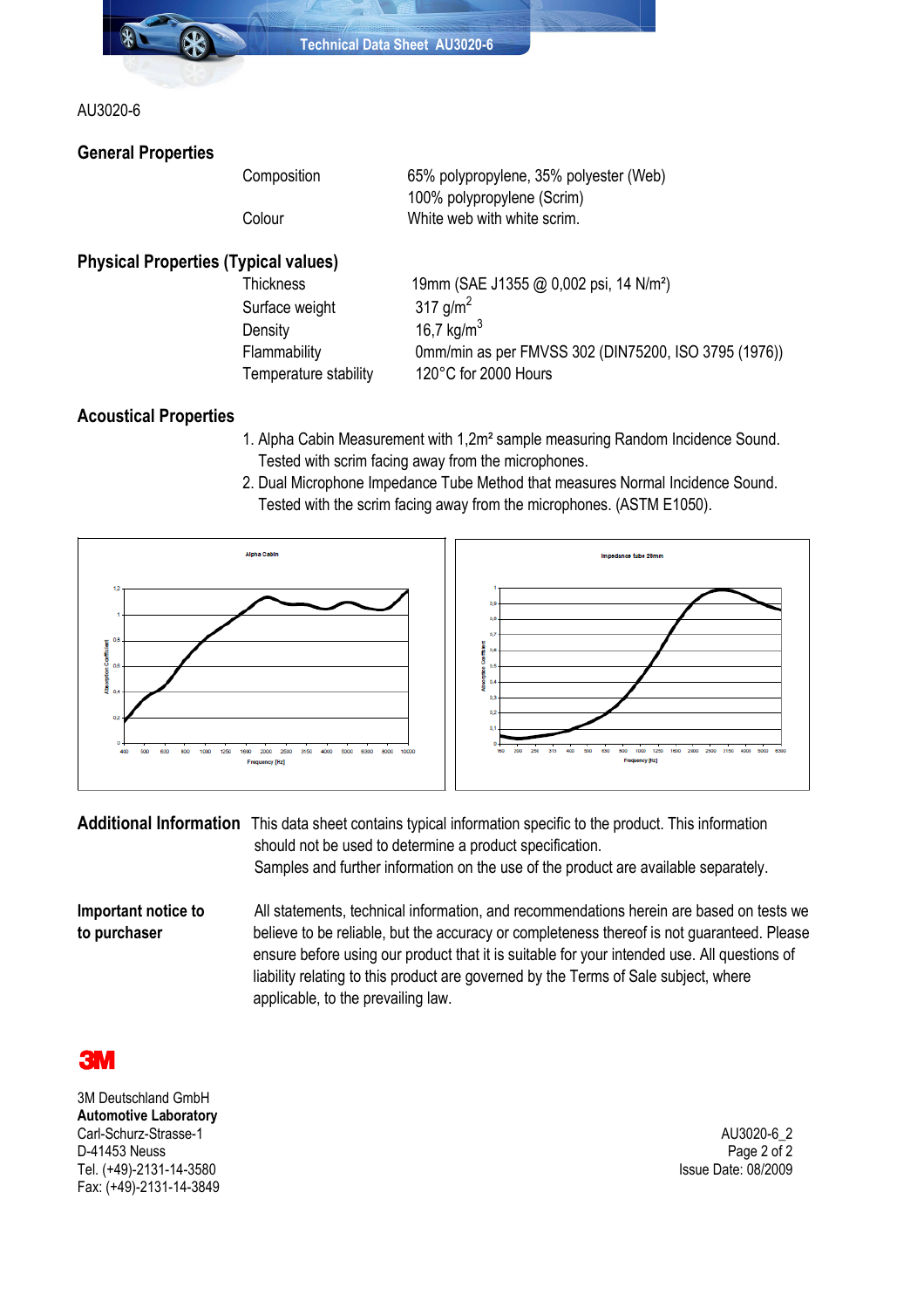AU3020-6

## General Properties

| | |
|---|---|
| Composition | 65% polypropylene, 35% polyester (Web) |
| | 100% polypropylene (Scrim) |
| Colour | White web with white scrim. |

## Physical Properties (Typical values)

| | |
|---|---|
| Thickness | 19mm (SAE J1355 @ 0,002 psi, 14 N/m²) |
| Surface weight | 317 g/m$^2$ |
| Density | 16,7 kg/m$^3$ |
| Flammability | 0mm/min as per FMVSS 302 (DIN75200, ISO 3795 (1976)) |
| Temperature stability | 120°C for 2000 Hours |

## Acoustical Properties

1. Alpha Cabin Measurement with 1,2m² sample measuring Random Incidence Sound. Tested with scrim facing away from the microphones.
2. Dual Microphone Impedance Tube Method that measures Normal Incidence Sound. Tested with the scrim facing away from the microphones. (ASTM E1050).

Alpha Cabin

Absorption Coefficient

1,2
1
0,8
0,6
0,4
0,2
0

400 500 630 800 1000 1250 1600 2000 2500 3150 4000 5000 6300 8000 10000

Frequency [Hz]

Impedance tube 29mm

Absorption Coefficient

1
0,9
0,8
0,7
0,6
0,5
0,4
0,3
0,2
0,1
0

160 200 250 315 400 500 630 800 1000 1250 1600 2000 2500 3150 4000 5000 6300

Frequency [Hz]

## Additional Information

This data sheet contains typical information specific to the product. This information should not be used to determine a product specification.
Samples and further information on the use of the product are available separately.

## Important notice to purchaser

All statements, technical information, and recommendations herein are based on tests we believe to be reliable, but the accuracy or completeness thereof is not guaranteed. Please ensure before using our product that it is suitable for your intended use. All questions of liability relating to this product are governed by the Terms of Sale subject, where applicable, to the prevailing law.

3M

3M Deutschland GmbH
**Automotive Laboratory**
Carl-Schurz-Strasse-1
D-41453 Neuss
Tel. (+49)-2131-14-3580
Fax: (+49)-2131-14-3849

AU3020-6_2
Issue Date: 08/2009